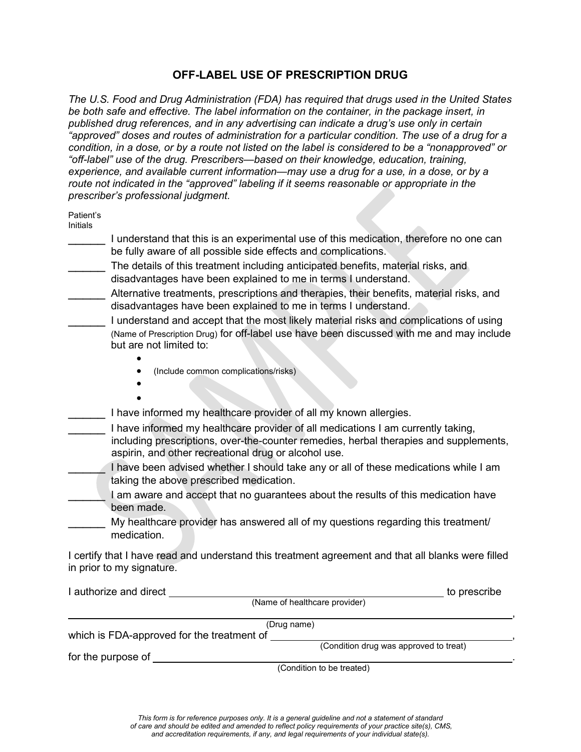# OFF-LABEL USE OF PRESCRIPTION DRUG

*The U.S. Food and Drug Administration (FDA) has required that drugs used in the United States be both safe and effective. The label information on the container, in the package insert, in published drug references, and in any advertising can indicate a drug's use only in certain "approved" doses and routes of administration for a particular condition. The use of a drug for a condition, in a dose, or by a route not listed on the label is considered to be a "nonapproved" or "off-label" use of the drug. Prescribers—based on their knowledge, education, training, experience, and available current information—may use a drug for a use, in a dose, or by a route not indicated in the "approved" labeling if it seems reasonable or appropriate in the prescriber's professional judgment.*

Patient's Initials

______ I understand that this is an experimental use of this medication, therefore no one can be fully aware of all possible side effects and complications.

______ The details of this treatment including anticipated benefits, material risks, and disadvantages have been explained to me in terms I understand.

______ Alternative treatments, prescriptions and therapies, their benefits, material risks, and disadvantages have been explained to me in terms I understand.

______ I understand and accept that the most likely material risks and complications of using (Name of Prescription Drug) for off-label use have been discussed with me and may include but are not limited to:

- 
- (Include common complications/risks)
- 
- 

______ I have informed my healthcare provider of all my known allergies.

______ I have informed my healthcare provider of all medications I am currently taking, including prescriptions, over-the-counter remedies, herbal therapies and supplements, aspirin, and other recreational drug or alcohol use.

______ I have been advised whether I should take any or all of these medications while I am taking the above prescribed medication.

______ I am aware and accept that no guarantees about the results of this medication have been made.

______ My healthcare provider has answered all of my questions regarding this treatment/ medication.

I certify that I have read and understand this treatment agreement and that all blanks were filled in prior to my signature.

I authorize and direct ______________________________ to prescribe
(Name of healthcare provider)

______________________________________________________,
(Drug name)

which is FDA-approved for the treatment of ______________________________,
(Condition drug was approved to treat)

for the purpose of ______________________________________________.
(Condition to be treated)

*This form is for reference purposes only. It is a general guideline and not a statement of standard of care and should be edited and amended to reflect policy requirements of your practice site(s), CMS, and accreditation requirements, if any, and legal requirements of your individual state(s).*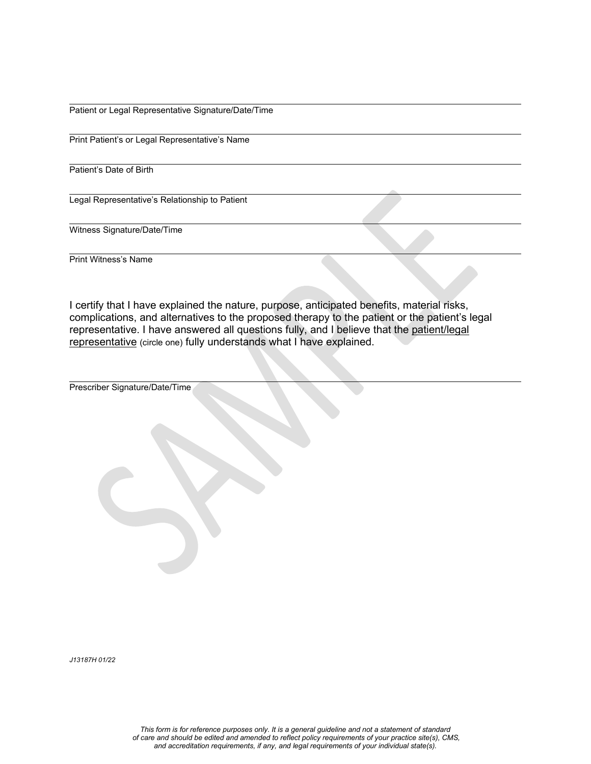\_\_\_\_\_\_\_\_\_\_\_\_\_\_\_\_\_\_\_\_\_\_\_\_\_\_\_\_\_\_\_\_\_\_\_\_\_\_\_\_\_\_\_\_

Patient or Legal Representative Signature/Date/Time

\_\_\_\_\_\_\_\_\_\_\_\_\_\_\_\_\_\_\_\_\_\_\_\_\_\_\_\_\_\_\_\_\_\_\_\_\_\_\_\_\_\_\_\_

Print Patient's or Legal Representative's Name

\_\_\_\_\_\_\_\_\_\_\_\_\_\_\_\_\_\_\_\_\_\_\_\_\_\_\_\_\_\_\_\_\_\_\_\_\_\_\_\_\_\_\_\_

Patient's Date of Birth

\_\_\_\_\_\_\_\_\_\_\_\_\_\_\_\_\_\_\_\_\_\_\_\_\_\_\_\_\_\_\_\_\_\_\_\_\_\_\_\_\_\_\_\_

Legal Representative's Relationship to Patient

\_\_\_\_\_\_\_\_\_\_\_\_\_\_\_\_\_\_\_\_\_\_\_\_\_\_\_\_\_\_\_\_\_\_\_\_\_\_\_\_\_\_\_\_

Witness Signature/Date/Time

\_\_\_\_\_\_\_\_\_\_\_\_\_\_\_\_\_\_\_\_\_\_\_\_\_\_\_\_\_\_\_\_\_\_\_\_\_\_\_\_\_\_\_\_

Print Witness's Name

I certify that I have explained the nature, purpose, anticipated benefits, material risks, complications, and alternatives to the proposed therapy to the patient or the patient's legal representative. I have answered all questions fully, and I believe that the patient/legal representative (circle one) fully understands what I have explained.

\_\_\_\_\_\_\_\_\_\_\_\_\_\_\_\_\_\_\_\_\_\_\_\_\_\_\_\_\_\_\_\_\_\_\_\_\_\_\_\_\_\_\_\_

Prescriber Signature/Date/Time

*J13187H 01/22*

*This form is for reference purposes only. It is a general guideline and not a statement of standard of care and should be edited and amended to reflect policy requirements of your practice site(s), CMS, and accreditation requirements, if any, and legal requirements of your individual state(s).*